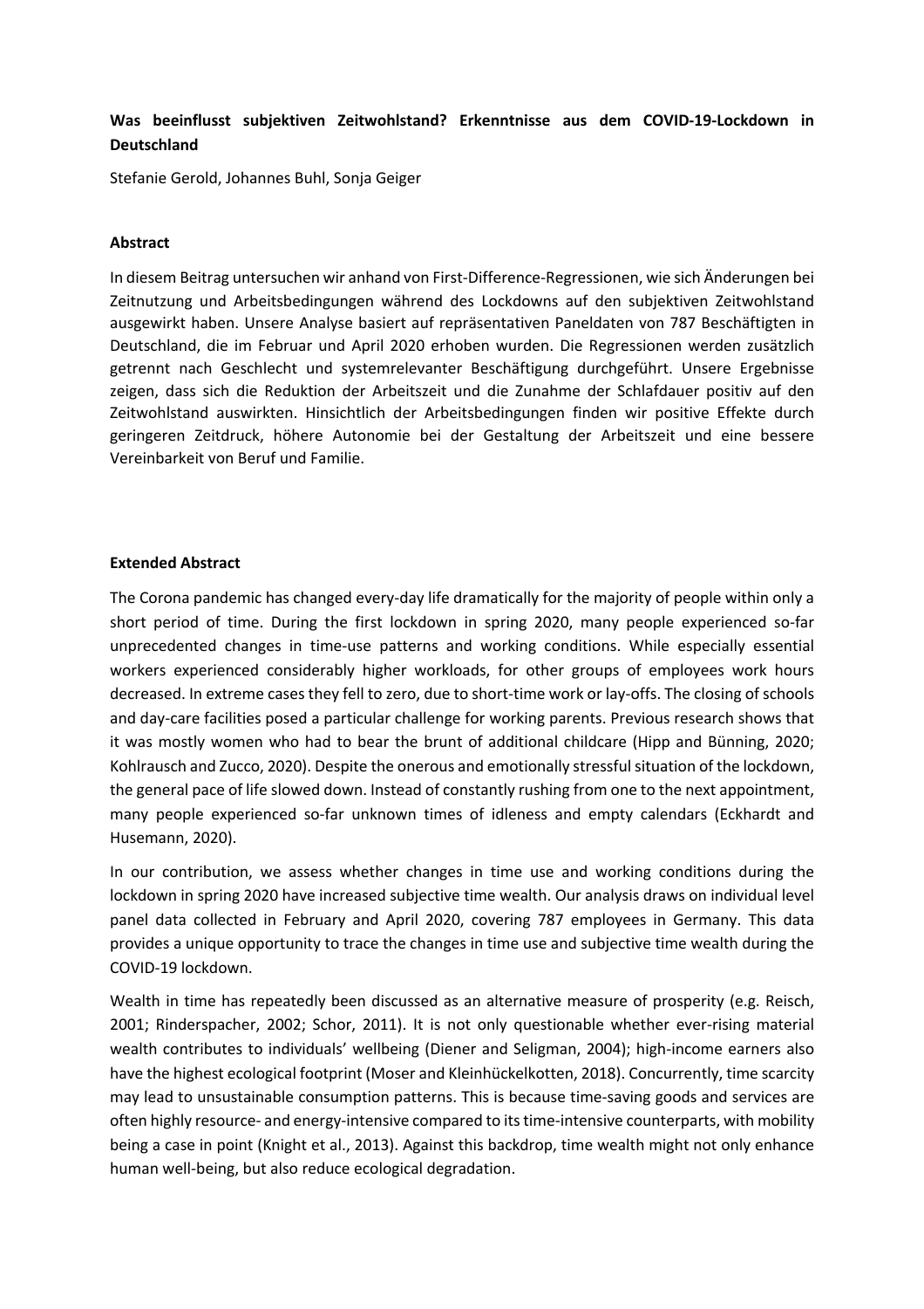**Was beeinflusst subjektiven Zeitwohlstand? Erkenntnisse aus dem COVID-19-Lockdown in Deutschland**

Stefanie Gerold, Johannes Buhl, Sonja Geiger

**Abstract**

In diesem Beitrag untersuchen wir anhand von First-Difference-Regressionen, wie sich Änderungen bei Zeitnutzung und Arbeitsbedingungen während des Lockdowns auf den subjektiven Zeitwohlstand ausgewirkt haben. Unsere Analyse basiert auf repräsentativen Paneldaten von 787 Beschäftigten in Deutschland, die im Februar und April 2020 erhoben wurden. Die Regressionen werden zusätzlich getrennt nach Geschlecht und systemrelevanter Beschäftigung durchgeführt. Unsere Ergebnisse zeigen, dass sich die Reduktion der Arbeitszeit und die Zunahme der Schlafdauer positiv auf den Zeitwohlstand auswirkten. Hinsichtlich der Arbeitsbedingungen finden wir positive Effekte durch geringeren Zeitdruck, höhere Autonomie bei der Gestaltung der Arbeitszeit und eine bessere Vereinbarkeit von Beruf und Familie.

**Extended Abstract**

The Corona pandemic has changed every-day life dramatically for the majority of people within only a short period of time. During the first lockdown in spring 2020, many people experienced so-far unprecedented changes in time-use patterns and working conditions. While especially essential workers experienced considerably higher workloads, for other groups of employees work hours decreased. In extreme cases they fell to zero, due to short-time work or lay-offs. The closing of schools and day-care facilities posed a particular challenge for working parents. Previous research shows that it was mostly women who had to bear the brunt of additional childcare (Hipp and Bünning, 2020; Kohlrausch and Zucco, 2020). Despite the onerous and emotionally stressful situation of the lockdown, the general pace of life slowed down. Instead of constantly rushing from one to the next appointment, many people experienced so-far unknown times of idleness and empty calendars (Eckhardt and Husemann, 2020).

In our contribution, we assess whether changes in time use and working conditions during the lockdown in spring 2020 have increased subjective time wealth. Our analysis draws on individual level panel data collected in February and April 2020, covering 787 employees in Germany. This data provides a unique opportunity to trace the changes in time use and subjective time wealth during the COVID-19 lockdown.

Wealth in time has repeatedly been discussed as an alternative measure of prosperity (e.g. Reisch, 2001; Rinderspacher, 2002; Schor, 2011). It is not only questionable whether ever-rising material wealth contributes to individuals' wellbeing (Diener and Seligman, 2004); high-income earners also have the highest ecological footprint (Moser and Kleinhückelkotten, 2018). Concurrently, time scarcity may lead to unsustainable consumption patterns. This is because time-saving goods and services are often highly resource- and energy-intensive compared to its time-intensive counterparts, with mobility being a case in point (Knight et al., 2013). Against this backdrop, time wealth might not only enhance human well-being, but also reduce ecological degradation.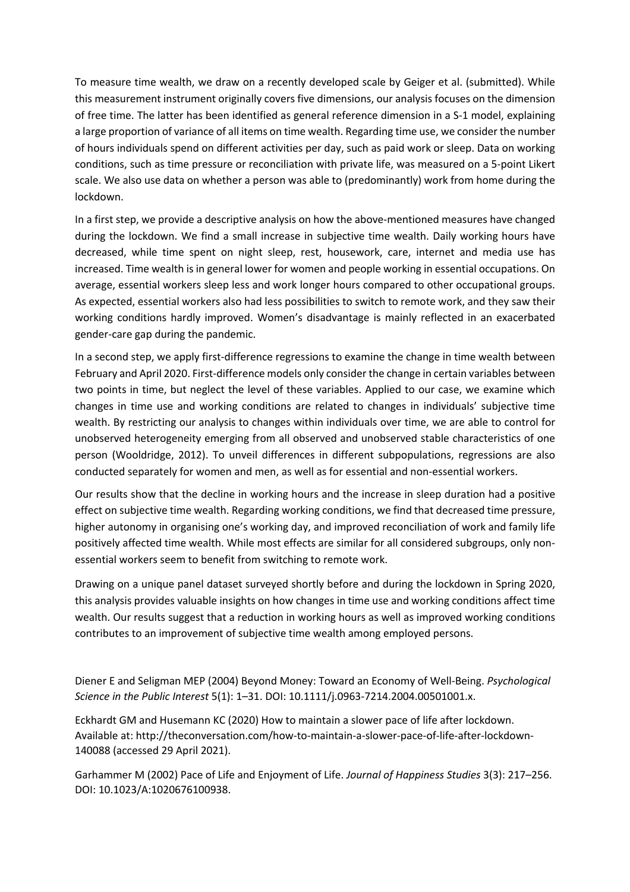To measure time wealth, we draw on a recently developed scale by Geiger et al. (submitted). While this measurement instrument originally covers five dimensions, our analysis focuses on the dimension of free time. The latter has been identified as general reference dimension in a S-1 model, explaining a large proportion of variance of all items on time wealth. Regarding time use, we consider the number of hours individuals spend on different activities per day, such as paid work or sleep. Data on working conditions, such as time pressure or reconciliation with private life, was measured on a 5-point Likert scale. We also use data on whether a person was able to (predominantly) work from home during the lockdown.

In a first step, we provide a descriptive analysis on how the above-mentioned measures have changed during the lockdown. We find a small increase in subjective time wealth. Daily working hours have decreased, while time spent on night sleep, rest, housework, care, internet and media use has increased. Time wealth is in general lower for women and people working in essential occupations. On average, essential workers sleep less and work longer hours compared to other occupational groups. As expected, essential workers also had less possibilities to switch to remote work, and they saw their working conditions hardly improved. Women's disadvantage is mainly reflected in an exacerbated gender-care gap during the pandemic.

In a second step, we apply first-difference regressions to examine the change in time wealth between February and April 2020. First-difference models only consider the change in certain variables between two points in time, but neglect the level of these variables. Applied to our case, we examine which changes in time use and working conditions are related to changes in individuals' subjective time wealth. By restricting our analysis to changes within individuals over time, we are able to control for unobserved heterogeneity emerging from all observed and unobserved stable characteristics of one person (Wooldridge, 2012). To unveil differences in different subpopulations, regressions are also conducted separately for women and men, as well as for essential and non-essential workers.

Our results show that the decline in working hours and the increase in sleep duration had a positive effect on subjective time wealth. Regarding working conditions, we find that decreased time pressure, higher autonomy in organising one's working day, and improved reconciliation of work and family life positively affected time wealth. While most effects are similar for all considered subgroups, only non-essential workers seem to benefit from switching to remote work.

Drawing on a unique panel dataset surveyed shortly before and during the lockdown in Spring 2020, this analysis provides valuable insights on how changes in time use and working conditions affect time wealth. Our results suggest that a reduction in working hours as well as improved working conditions contributes to an improvement of subjective time wealth among employed persons.

Diener E and Seligman MEP (2004) Beyond Money: Toward an Economy of Well-Being. *Psychological Science in the Public Interest* 5(1): 1–31. DOI: 10.1111/j.0963-7214.2004.00501001.x.

Eckhardt GM and Husemann KC (2020) How to maintain a slower pace of life after lockdown. Available at: http://theconversation.com/how-to-maintain-a-slower-pace-of-life-after-lockdown-140088 (accessed 29 April 2021).

Garhammer M (2002) Pace of Life and Enjoyment of Life. *Journal of Happiness Studies* 3(3): 217–256. DOI: 10.1023/A:1020676100938.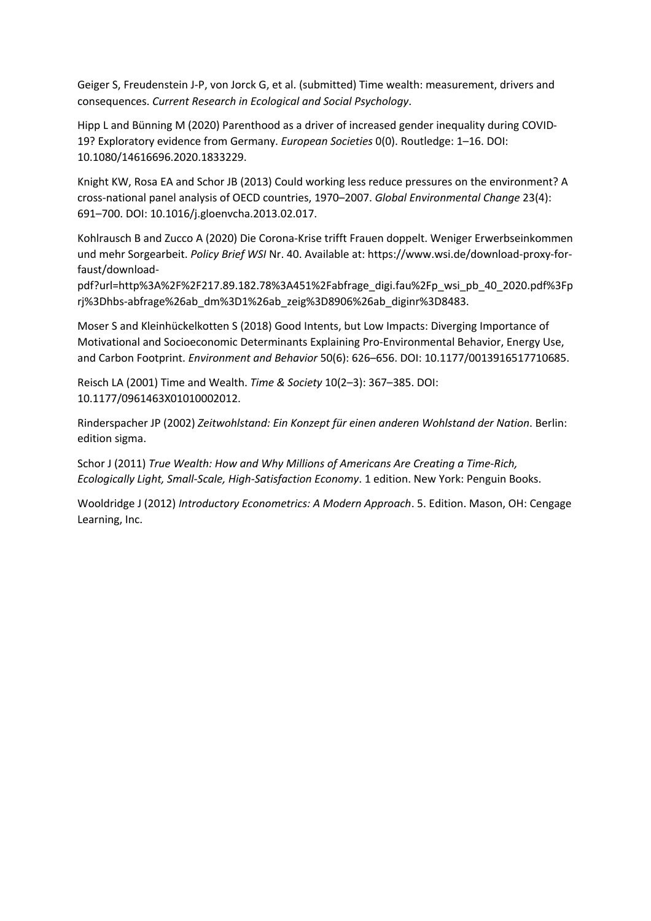Geiger S, Freudenstein J-P, von Jorck G, et al. (submitted) Time wealth: measurement, drivers and consequences. *Current Research in Ecological and Social Psychology*.

Hipp L and Bünning M (2020) Parenthood as a driver of increased gender inequality during COVID-19? Exploratory evidence from Germany. *European Societies* 0(0). Routledge: 1–16. DOI: 10.1080/14616696.2020.1833229.

Knight KW, Rosa EA and Schor JB (2013) Could working less reduce pressures on the environment? A cross-national panel analysis of OECD countries, 1970–2007. *Global Environmental Change* 23(4): 691–700. DOI: 10.1016/j.gloenvcha.2013.02.017.

Kohlrausch B and Zucco A (2020) Die Corona-Krise trifft Frauen doppelt. Weniger Erwerbseinkommen und mehr Sorgearbeit. *Policy Brief WSI* Nr. 40. Available at: https://www.wsi.de/download-proxy-for-faust/download-pdf?url=http%3A%2F%2F217.89.182.78%3A451%2Fabfrage_digi.fau%2Fp_wsi_pb_40_2020.pdf%3Fprj%3Dhbs-abfrage%26ab_dm%3D1%26ab_zeig%3D8906%26ab_diginr%3D8483.

Moser S and Kleinhückelkotten S (2018) Good Intents, but Low Impacts: Diverging Importance of Motivational and Socioeconomic Determinants Explaining Pro-Environmental Behavior, Energy Use, and Carbon Footprint. *Environment and Behavior* 50(6): 626–656. DOI: 10.1177/0013916517710685.

Reisch LA (2001) Time and Wealth. *Time & Society* 10(2–3): 367–385. DOI: 10.1177/0961463X01010002012.

Rinderspacher JP (2002) *Zeitwohlstand: Ein Konzept für einen anderen Wohlstand der Nation*. Berlin: edition sigma.

Schor J (2011) *True Wealth: How and Why Millions of Americans Are Creating a Time-Rich, Ecologically Light, Small-Scale, High-Satisfaction Economy*. 1 edition. New York: Penguin Books.

Wooldridge J (2012) *Introductory Econometrics: A Modern Approach*. 5. Edition. Mason, OH: Cengage Learning, Inc.